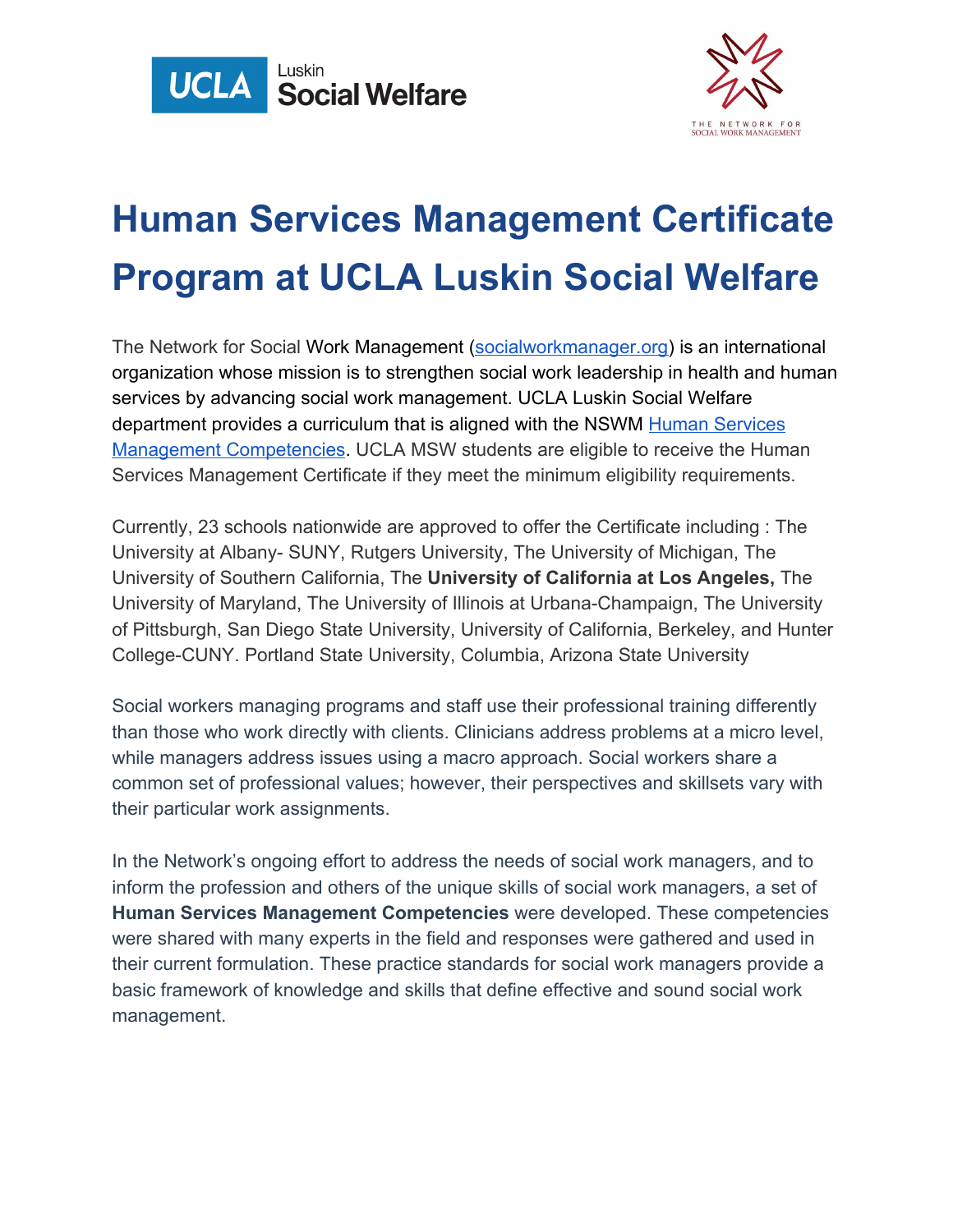# Human Services Management Certificate Program at UCLA Luskin Social Welfare

The Network for Social Work Management (socialworkmanager.org) is an international organization whose mission is to strengthen social work leadership in health and human services by advancing social work management. UCLA Luskin Social Welfare department provides a curriculum that is aligned with the NSWM Human Services Management Competencies. UCLA MSW students are eligible to receive the Human Services Management Certificate if they meet the minimum eligibility requirements.

Currently, 23 schools nationwide are approved to offer the Certificate including : The University at Albany- SUNY, Rutgers University, The University of Michigan, The University of Southern California, The **University of California at Los Angeles,** The University of Maryland, The University of Illinois at Urbana-Champaign, The University of Pittsburgh, San Diego State University, University of California, Berkeley, and Hunter College-CUNY. Portland State University, Columbia, Arizona State University

Social workers managing programs and staff use their professional training differently than those who work directly with clients. Clinicians address problems at a micro level, while managers address issues using a macro approach. Social workers share a common set of professional values; however, their perspectives and skillsets vary with their particular work assignments.

In the Network's ongoing effort to address the needs of social work managers, and to inform the profession and others of the unique skills of social work managers, a set of **Human Services Management Competencies** were developed. These competencies were shared with many experts in the field and responses were gathered and used in their current formulation. These practice standards for social work managers provide a basic framework of knowledge and skills that define effective and sound social work management.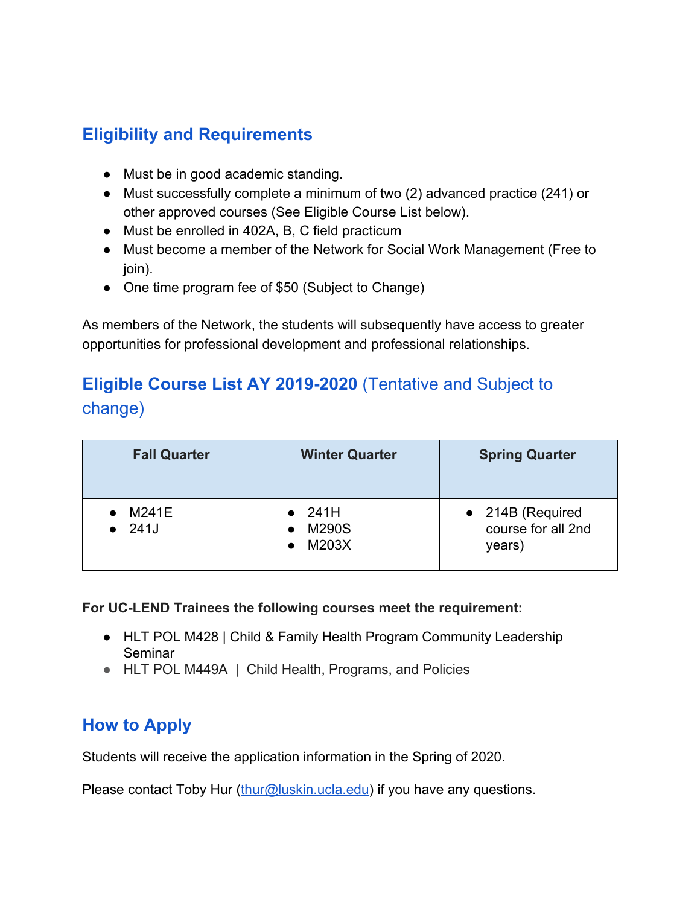## Eligibility and Requirements

- Must be in good academic standing.
- Must successfully complete a minimum of two (2) advanced practice (241) or other approved courses (See Eligible Course List below).
- Must be enrolled in 402A, B, C field practicum
- Must become a member of the Network for Social Work Management (Free to join).
- One time program fee of $50 (Subject to Change)

As members of the Network, the students will subsequently have access to greater opportunities for professional development and professional relationships.

## Eligible Course List AY 2019-2020 (Tentative and Subject to change)

| Fall Quarter | Winter Quarter | Spring Quarter |
| --- | --- | --- |
| • M241E<br>• 241J | • 241H<br>• M290S<br>• M203X | • 214B (Required course for all 2nd years) |

**For UC-LEND Trainees the following courses meet the requirement:**

- HLT POL M428 | Child & Family Health Program Community Leadership Seminar
- HLT POL M449A | Child Health, Programs, and Policies

## How to Apply

Students will receive the application information in the Spring of 2020.

Please contact Toby Hur (thur@luskin.ucla.edu) if you have any questions.